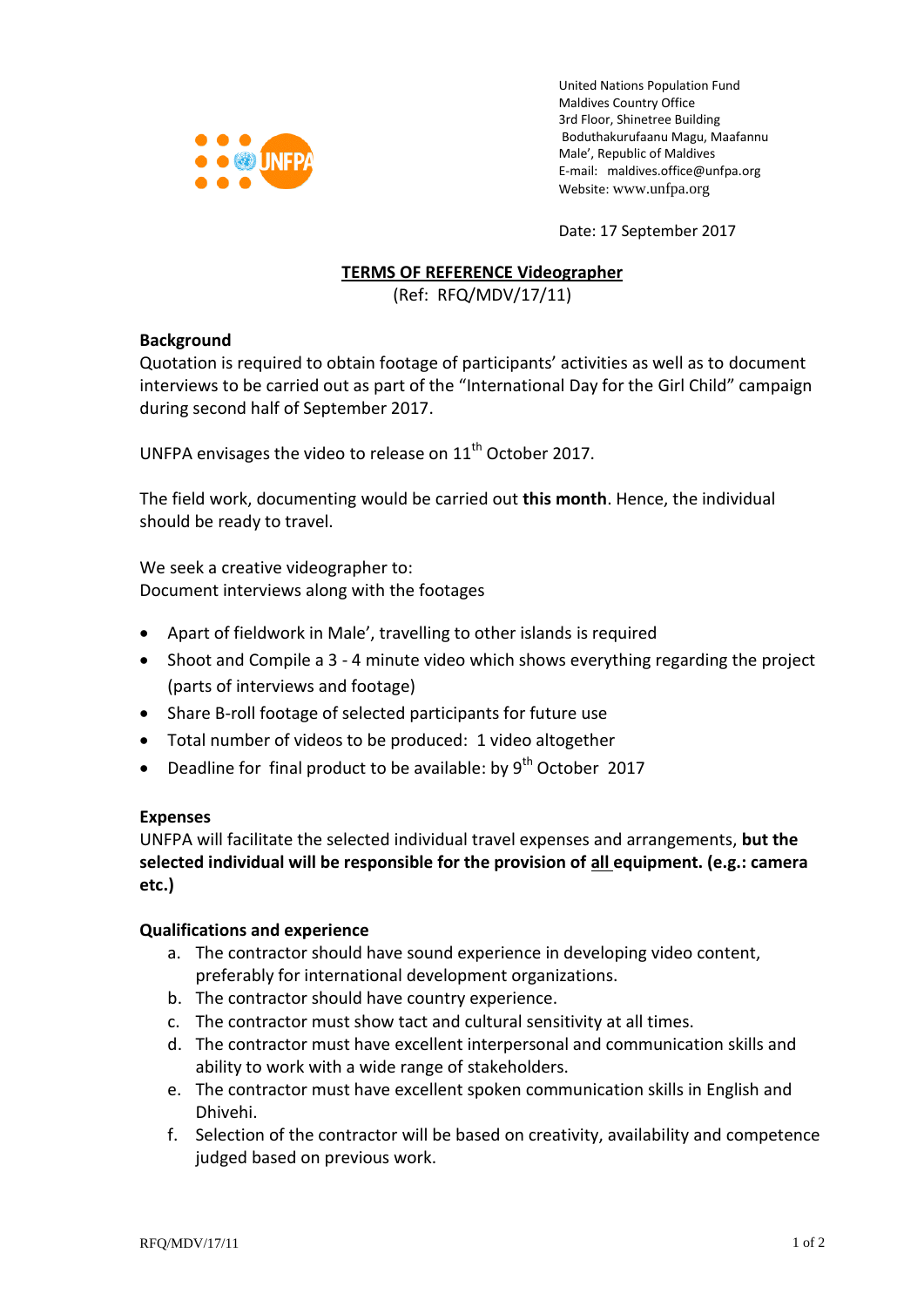United Nations Population Fund
Maldives Country Office
3rd Floor, Shinetree Building
Boduthakurufaanu Magu, Maafannu
Male', Republic of Maldives
E-mail: maldives.office@unfpa.org
Website: www.unfpa.org

Date: 17 September 2017

## TERMS OF REFERENCE Videographer

(Ref: RFQ/MDV/17/11)

### Background

Quotation is required to obtain footage of participants' activities as well as to document interviews to be carried out as part of the "International Day for the Girl Child" campaign during second half of September 2017.

UNFPA envisages the video to release on 11th October 2017.

The field work, documenting would be carried out **this month**. Hence, the individual should be ready to travel.

We seek a creative videographer to:
Document interviews along with the footages

- Apart of fieldwork in Male', travelling to other islands is required
- Shoot and Compile a 3 - 4 minute video which shows everything regarding the project (parts of interviews and footage)
- Share B-roll footage of selected participants for future use
- Total number of videos to be produced: 1 video altogether
- Deadline for final product to be available: by 9th October 2017

### Expenses

UNFPA will facilitate the selected individual travel expenses and arrangements, **but the selected individual will be responsible for the provision of all equipment. (e.g.: camera etc.)**

### Qualifications and experience

a. The contractor should have sound experience in developing video content, preferably for international development organizations.
b. The contractor should have country experience.
c. The contractor must show tact and cultural sensitivity at all times.
d. The contractor must have excellent interpersonal and communication skills and ability to work with a wide range of stakeholders.
e. The contractor must have excellent spoken communication skills in English and Dhivehi.
f. Selection of the contractor will be based on creativity, availability and competence judged based on previous work.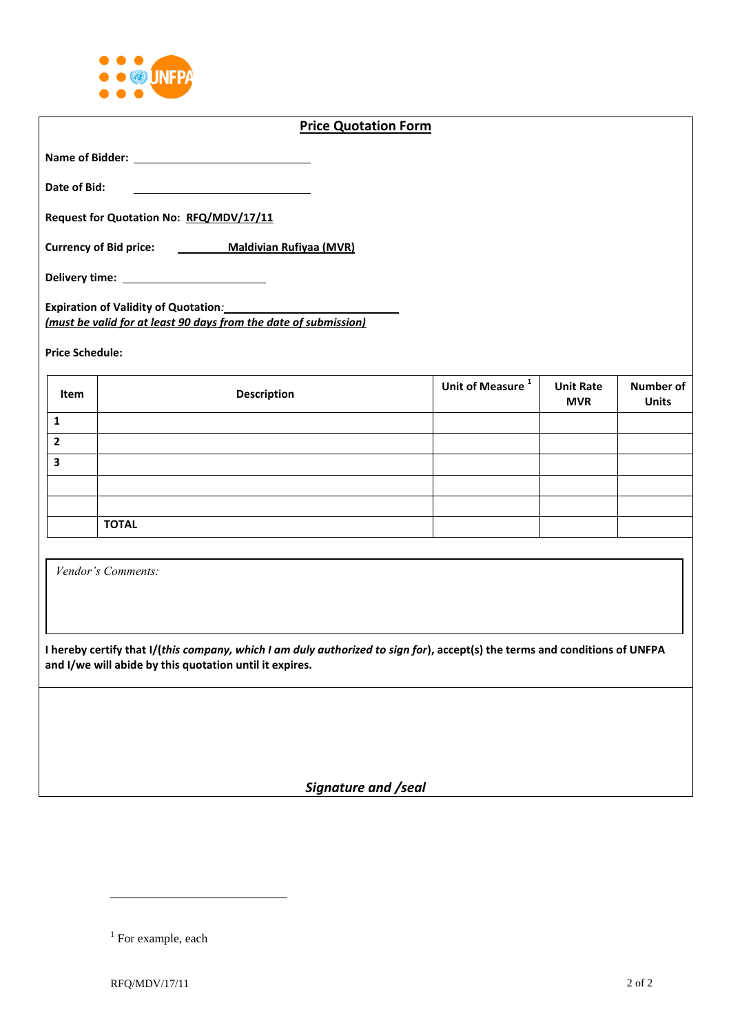## Price Quotation Form

**Name of Bidder:** ____________________________

**Date of Bid:** ____________________________

**Request for Quotation No:** **RFQ/MDV/17/11**

**Currency of Bid price:** **Maldivian Rufiyaa (MVR)**

**Delivery time:** ________________________

**Expiration of Validity of Quotation:** ______________________________
***(must be valid for at least 90 days from the date of submission)***

**Price Schedule:**

| Item | Description | Unit of Measure [1] | Unit Rate MVR | Number of Units |
|---|---|---|---|---|
| 1 | | | | |
| 2 | | | | |
| 3 | | | | |
| | | | | |
| | | | | |
| | TOTAL | | | |

*Vendor's Comments:*

**I hereby certify that I/(*this company, which I am duly authorized to sign for*), accept(s) the terms and conditions of UNFPA and I/we will abide by this quotation until it expires.**

***Signature and /seal***

[1] For example, each